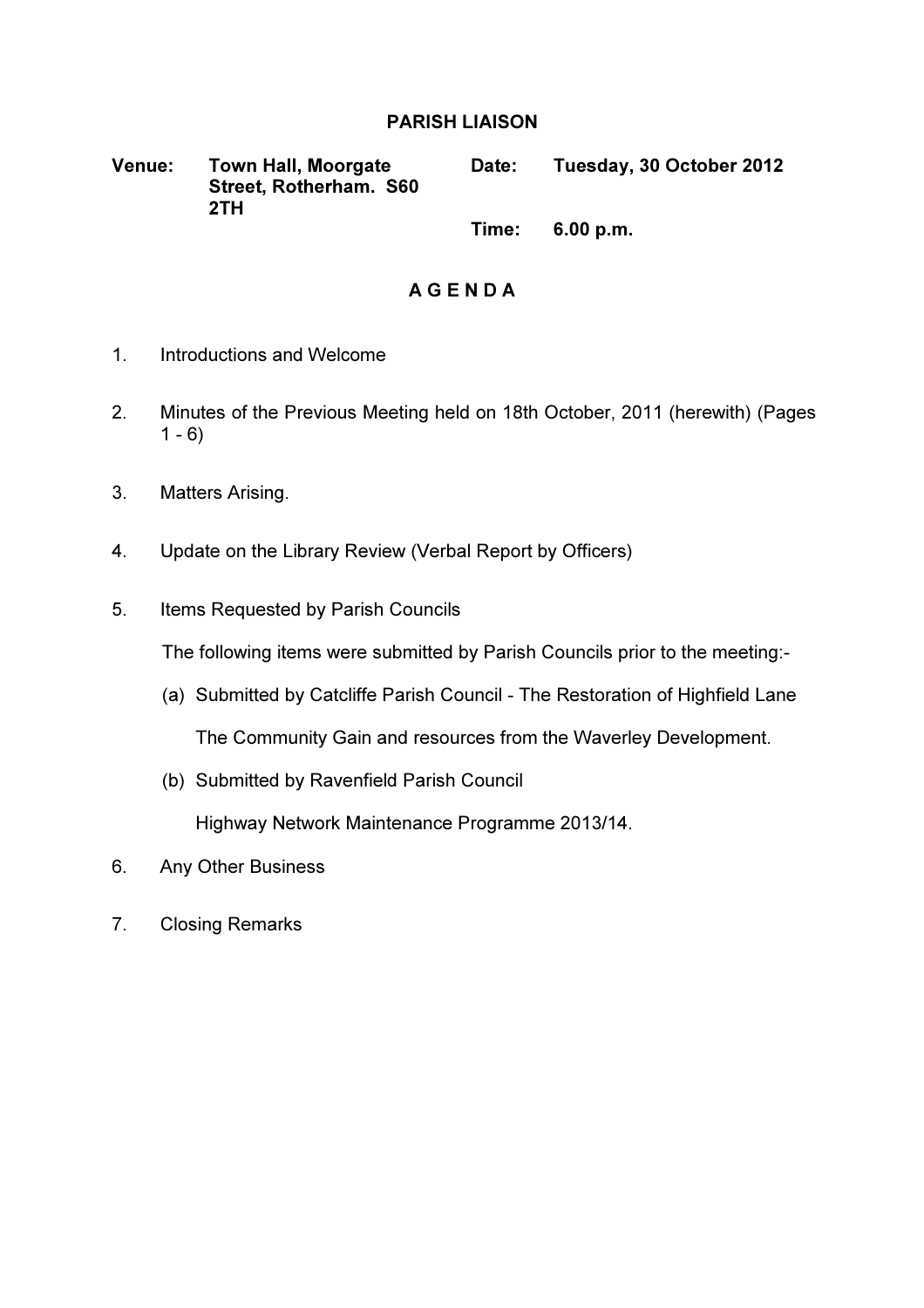# PARISH LIAISON

| | | | |
|---|---|---|---|
| **Venue:** | **Town Hall, Moorgate Street, Rotherham. S60 2TH** | **Date:** | **Tuesday, 30 October 2012** |
| | | **Time:** | **6.00 p.m.** |

## A G E N D A

1. Introductions and Welcome

2. Minutes of the Previous Meeting held on 18th October, 2011 (herewith) (Pages 1 - 6)

3. Matters Arising.

4. Update on the Library Review (Verbal Report by Officers)

5. Items Requested by Parish Councils

   The following items were submitted by Parish Councils prior to the meeting:-

   (a) Submitted by Catcliffe Parish Council - The Restoration of Highfield Lane

   The Community Gain and resources from the Waverley Development.

   (b) Submitted by Ravenfield Parish Council

   Highway Network Maintenance Programme 2013/14.

6. Any Other Business

7. Closing Remarks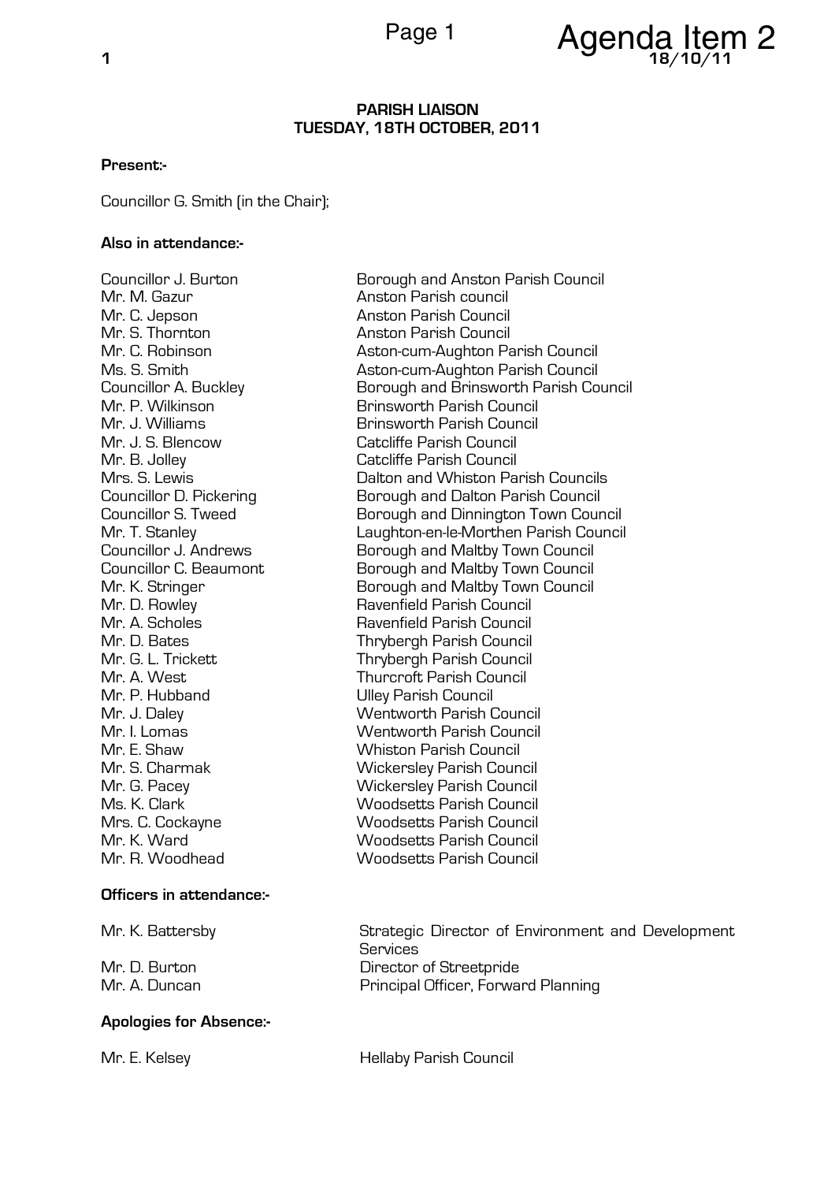# PARISH LIAISON
## TUESDAY, 18TH OCTOBER, 2011

**Present:-**

Councillor G. Smith (in the Chair);

**Also in attendance:-**

| | |
|---|---|
| Councillor J. Burton | Borough and Anston Parish Council |
| Mr. M. Gazur | Anston Parish council |
| Mr. C. Jepson | Anston Parish Council |
| Mr. S. Thornton | Anston Parish Council |
| Mr. C. Robinson | Aston-cum-Aughton Parish Council |
| Ms. S. Smith | Aston-cum-Aughton Parish Council |
| Councillor A. Buckley | Borough and Brinsworth Parish Council |
| Mr. P. Wilkinson | Brinsworth Parish Council |
| Mr. J. Williams | Brinsworth Parish Council |
| Mr. J. S. Blencow | Catcliffe Parish Council |
| Mr. B. Jolley | Catcliffe Parish Council |
| Mrs. S. Lewis | Dalton and Whiston Parish Councils |
| Councillor D. Pickering | Borough and Dalton Parish Council |
| Councillor S. Tweed | Borough and Dinnington Town Council |
| Mr. T. Stanley | Laughton-en-le-Morthen Parish Council |
| Councillor J. Andrews | Borough and Maltby Town Council |
| Councillor C. Beaumont | Borough and Maltby Town Council |
| Mr. K. Stringer | Borough and Maltby Town Council |
| Mr. D. Rowley | Ravenfield Parish Council |
| Mr. A. Scholes | Ravenfield Parish Council |
| Mr. D. Bates | Thrybergh Parish Council |
| Mr. G. L. Trickett | Thrybergh Parish Council |
| Mr. A. West | Thurcroft Parish Council |
| Mr. P. Hubband | Ulley Parish Council |
| Mr. J. Daley | Wentworth Parish Council |
| Mr. I. Lomas | Wentworth Parish Council |
| Mr. E. Shaw | Whiston Parish Council |
| Mr. S. Charmak | Wickersley Parish Council |
| Mr. G. Pacey | Wickersley Parish Council |
| Ms. K. Clark | Woodsetts Parish Council |
| Mrs. C. Cockayne | Woodsetts Parish Council |
| Mr. K. Ward | Woodsetts Parish Council |
| Mr. R. Woodhead | Woodsetts Parish Council |

**Officers in attendance:-**

| | |
|---|---|
| Mr. K. Battersby | Strategic Director of Environment and Development Services |
| Mr. D. Burton | Director of Streetpride |
| Mr. A. Duncan | Principal Officer, Forward Planning |

**Apologies for Absence:-**

| | |
|---|---|
| Mr. E. Kelsey | Hellaby Parish Council |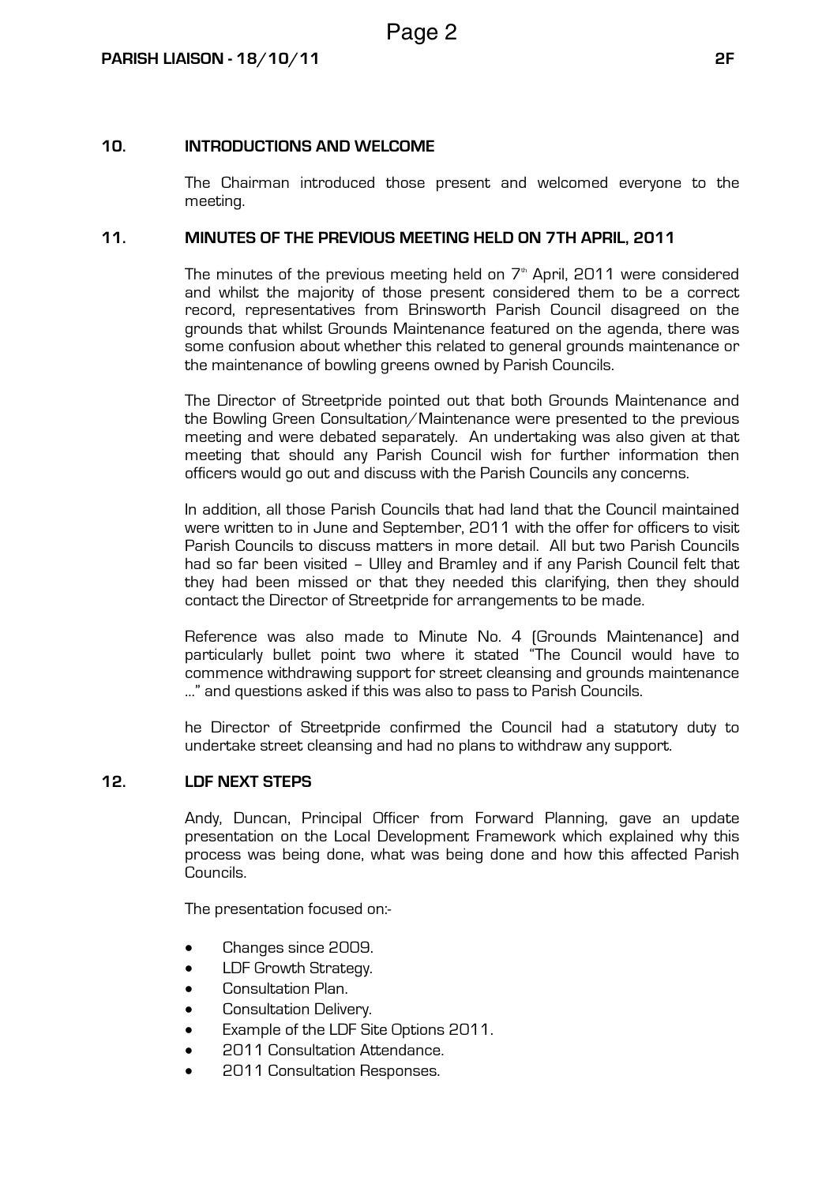## 10. INTRODUCTIONS AND WELCOME

The Chairman introduced those present and welcomed everyone to the meeting.

## 11. MINUTES OF THE PREVIOUS MEETING HELD ON 7TH APRIL, 2011

The minutes of the previous meeting held on 7th April, 2011 were considered and whilst the majority of those present considered them to be a correct record, representatives from Brinsworth Parish Council disagreed on the grounds that whilst Grounds Maintenance featured on the agenda, there was some confusion about whether this related to general grounds maintenance or the maintenance of bowling greens owned by Parish Councils.

The Director of Streetpride pointed out that both Grounds Maintenance and the Bowling Green Consultation/Maintenance were presented to the previous meeting and were debated separately. An undertaking was also given at that meeting that should any Parish Council wish for further information then officers would go out and discuss with the Parish Councils any concerns.

In addition, all those Parish Councils that had land that the Council maintained were written to in June and September, 2011 with the offer for officers to visit Parish Councils to discuss matters in more detail. All but two Parish Councils had so far been visited – Ulley and Bramley and if any Parish Council felt that they had been missed or that they needed this clarifying, then they should contact the Director of Streetpride for arrangements to be made.

Reference was also made to Minute No. 4 (Grounds Maintenance) and particularly bullet point two where it stated "The Council would have to commence withdrawing support for street cleansing and grounds maintenance …" and questions asked if this was also to pass to Parish Councils.

he Director of Streetpride confirmed the Council had a statutory duty to undertake street cleansing and had no plans to withdraw any support.

## 12. LDF NEXT STEPS

Andy, Duncan, Principal Officer from Forward Planning, gave an update presentation on the Local Development Framework which explained why this process was being done, what was being done and how this affected Parish Councils.

The presentation focused on:-

- Changes since 2009.
- LDF Growth Strategy.
- Consultation Plan.
- Consultation Delivery.
- Example of the LDF Site Options 2011.
- 2011 Consultation Attendance.
- 2011 Consultation Responses.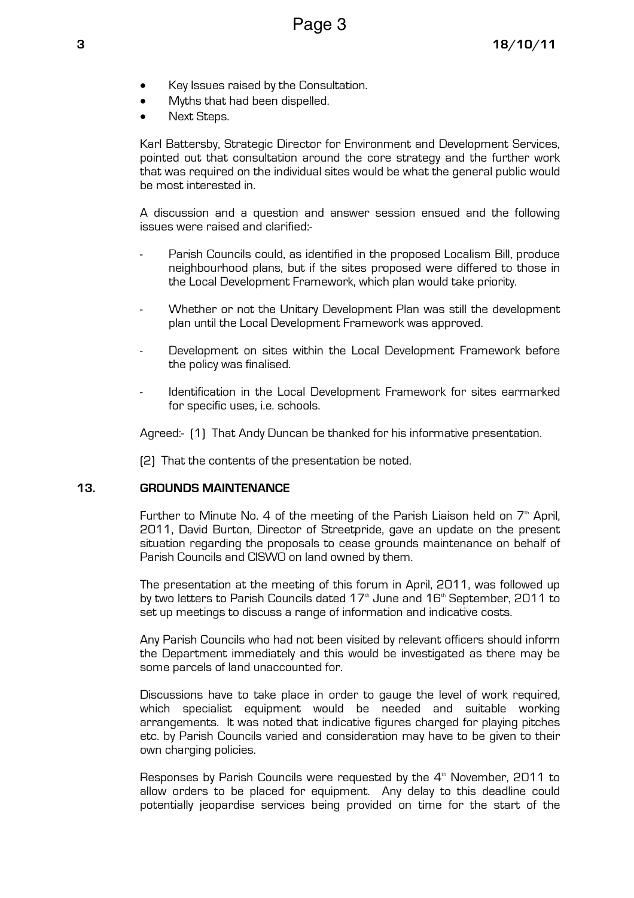- Key Issues raised by the Consultation.
- Myths that had been dispelled.
- Next Steps.

Karl Battersby, Strategic Director for Environment and Development Services, pointed out that consultation around the core strategy and the further work that was required on the individual sites would be what the general public would be most interested in.

A discussion and a question and answer session ensued and the following issues were raised and clarified:-

- Parish Councils could, as identified in the proposed Localism Bill, produce neighbourhood plans, but if the sites proposed were differed to those in the Local Development Framework, which plan would take priority.

- Whether or not the Unitary Development Plan was still the development plan until the Local Development Framework was approved.

- Development on sites within the Local Development Framework before the policy was finalised.

- Identification in the Local Development Framework for sites earmarked for specific uses, i.e. schools.

Agreed:- (1) That Andy Duncan be thanked for his informative presentation.

(2) That the contents of the presentation be noted.

## 13. GROUNDS MAINTENANCE

Further to Minute No. 4 of the meeting of the Parish Liaison held on 7th April, 2011, David Burton, Director of Streetpride, gave an update on the present situation regarding the proposals to cease grounds maintenance on behalf of Parish Councils and CISWO on land owned by them.

The presentation at the meeting of this forum in April, 2011, was followed up by two letters to Parish Councils dated 17th June and 16th September, 2011 to set up meetings to discuss a range of information and indicative costs.

Any Parish Councils who had not been visited by relevant officers should inform the Department immediately and this would be investigated as there may be some parcels of land unaccounted for.

Discussions have to take place in order to gauge the level of work required, which specialist equipment would be needed and suitable working arrangements. It was noted that indicative figures charged for playing pitches etc. by Parish Councils varied and consideration may have to be given to their own charging policies.

Responses by Parish Councils were requested by the 4th November, 2011 to allow orders to be placed for equipment. Any delay to this deadline could potentially jeopardise services being provided on time for the start of the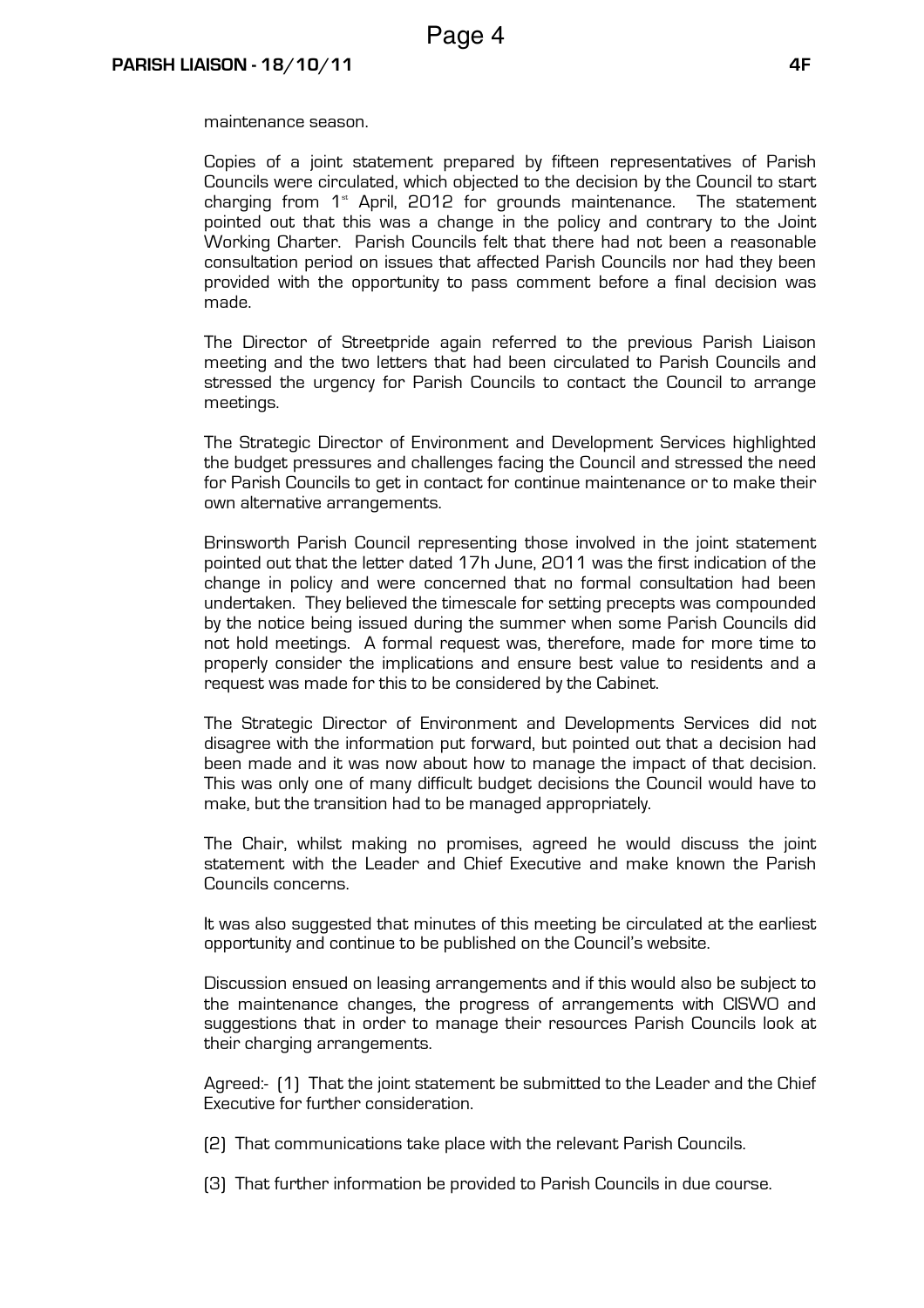maintenance season.

Copies of a joint statement prepared by fifteen representatives of Parish Councils were circulated, which objected to the decision by the Council to start charging from 1st April, 2012 for grounds maintenance. The statement pointed out that this was a change in the policy and contrary to the Joint Working Charter. Parish Councils felt that there had not been a reasonable consultation period on issues that affected Parish Councils nor had they been provided with the opportunity to pass comment before a final decision was made.

The Director of Streetpride again referred to the previous Parish Liaison meeting and the two letters that had been circulated to Parish Councils and stressed the urgency for Parish Councils to contact the Council to arrange meetings.

The Strategic Director of Environment and Development Services highlighted the budget pressures and challenges facing the Council and stressed the need for Parish Councils to get in contact for continue maintenance or to make their own alternative arrangements.

Brinsworth Parish Council representing those involved in the joint statement pointed out that the letter dated 17h June, 2011 was the first indication of the change in policy and were concerned that no formal consultation had been undertaken. They believed the timescale for setting precepts was compounded by the notice being issued during the summer when some Parish Councils did not hold meetings. A formal request was, therefore, made for more time to properly consider the implications and ensure best value to residents and a request was made for this to be considered by the Cabinet.

The Strategic Director of Environment and Developments Services did not disagree with the information put forward, but pointed out that a decision had been made and it was now about how to manage the impact of that decision. This was only one of many difficult budget decisions the Council would have to make, but the transition had to be managed appropriately.

The Chair, whilst making no promises, agreed he would discuss the joint statement with the Leader and Chief Executive and make known the Parish Councils concerns.

It was also suggested that minutes of this meeting be circulated at the earliest opportunity and continue to be published on the Council's website.

Discussion ensued on leasing arrangements and if this would also be subject to the maintenance changes, the progress of arrangements with CISWO and suggestions that in order to manage their resources Parish Councils look at their charging arrangements.

Agreed:- (1) That the joint statement be submitted to the Leader and the Chief Executive for further consideration.

(2) That communications take place with the relevant Parish Councils.

(3) That further information be provided to Parish Councils in due course.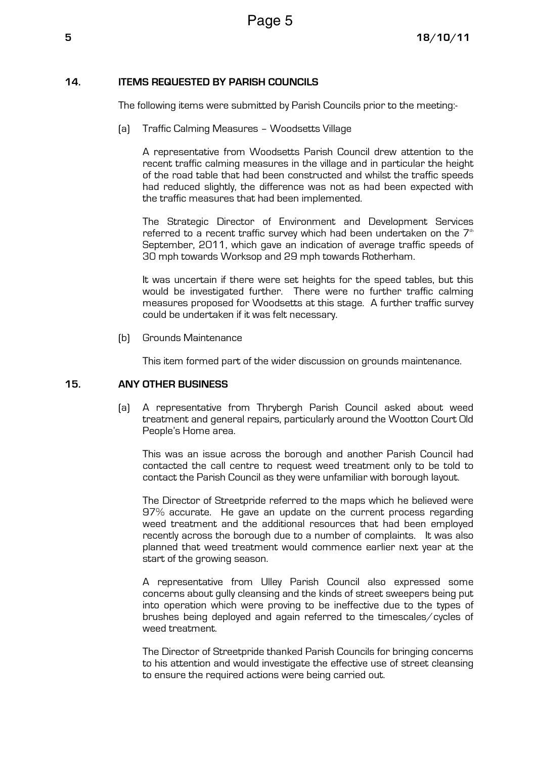## 14. ITEMS REQUESTED BY PARISH COUNCILS

The following items were submitted by Parish Councils prior to the meeting:-

(a) Traffic Calming Measures – Woodsetts Village

A representative from Woodsetts Parish Council drew attention to the recent traffic calming measures in the village and in particular the height of the road table that had been constructed and whilst the traffic speeds had reduced slightly, the difference was not as had been expected with the traffic measures that had been implemented.

The Strategic Director of Environment and Development Services referred to a recent traffic survey which had been undertaken on the 7th September, 2011, which gave an indication of average traffic speeds of 30 mph towards Worksop and 29 mph towards Rotherham.

It was uncertain if there were set heights for the speed tables, but this would be investigated further. There were no further traffic calming measures proposed for Woodsetts at this stage. A further traffic survey could be undertaken if it was felt necessary.

(b) Grounds Maintenance

This item formed part of the wider discussion on grounds maintenance.

## 15. ANY OTHER BUSINESS

(a) A representative from Thrybergh Parish Council asked about weed treatment and general repairs, particularly around the Wootton Court Old People's Home area.

This was an issue across the borough and another Parish Council had contacted the call centre to request weed treatment only to be told to contact the Parish Council as they were unfamiliar with borough layout.

The Director of Streetpride referred to the maps which he believed were 97% accurate. He gave an update on the current process regarding weed treatment and the additional resources that had been employed recently across the borough due to a number of complaints. It was also planned that weed treatment would commence earlier next year at the start of the growing season.

A representative from Ulley Parish Council also expressed some concerns about gully cleansing and the kinds of street sweepers being put into operation which were proving to be ineffective due to the types of brushes being deployed and again referred to the timescales/cycles of weed treatment.

The Director of Streetpride thanked Parish Councils for bringing concerns to his attention and would investigate the effective use of street cleansing to ensure the required actions were being carried out.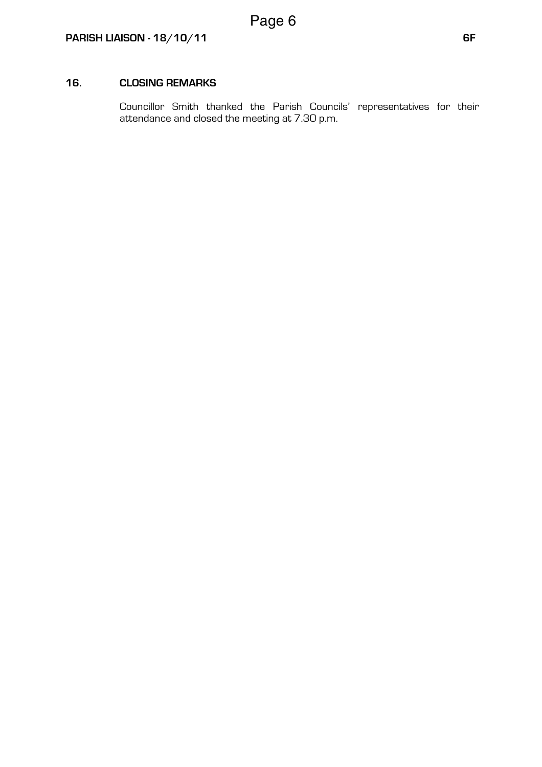## 16. CLOSING REMARKS

Councillor Smith thanked the Parish Councils' representatives for their attendance and closed the meeting at 7.30 p.m.